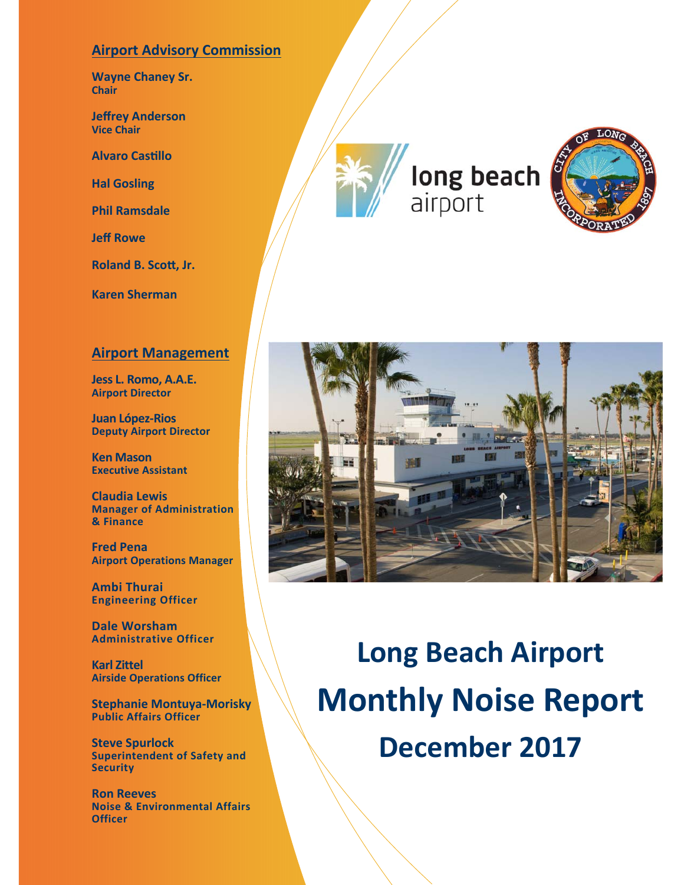# Long Beach Airport Monthly Noise Report

## December 2017

### Airport Advisory Commission

**Wayne Chaney Sr.**
**Chair**

**Jeffrey Anderson**
**Vice Chair**

**Alvaro Castillo**

**Hal Gosling**

**Phil Ramsdale**

**Jeff Rowe**

**Roland B. Scott, Jr.**

**Karen Sherman**

### Airport Management

**Jess L. Romo, A.A.E.**
**Airport Director**

**Juan López-Rios**
**Deputy Airport Director**

**Ken Mason**
**Executive Assistant**

**Claudia Lewis**
**Manager of Administration & Finance**

**Fred Pena**
**Airport Operations Manager**

**Ambi Thurai**
**Engineering Officer**

**Dale Worsham**
**Administrative Officer**

**Karl Zittel**
**Airside Operations Officer**

**Stephanie Montuya-Morisky**
**Public Affairs Officer**

**Steve Spurlock**
**Superintendent of Safety and Security**

**Ron Reeves**
**Noise & Environmental Affairs Officer**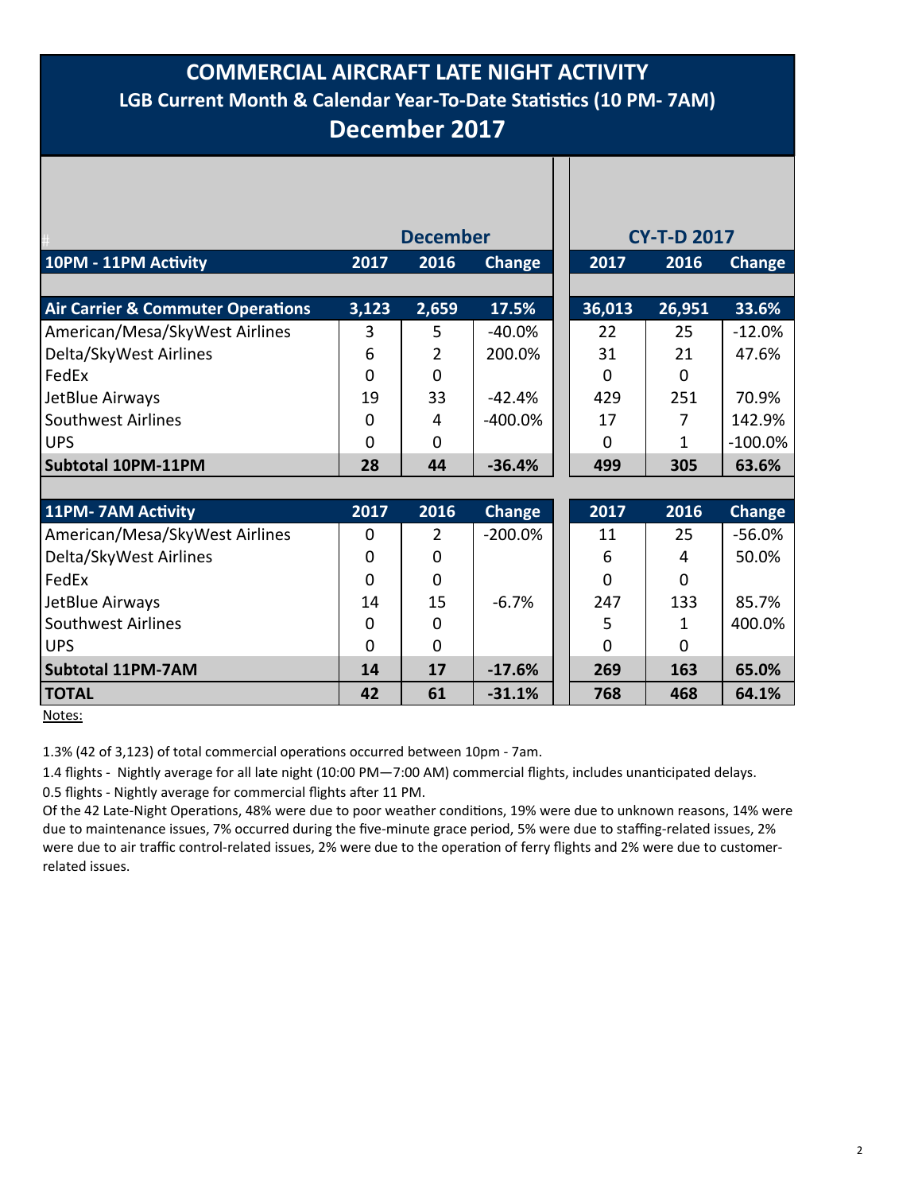# COMMERCIAL AIRCRAFT LATE NIGHT ACTIVITY

## LGB Current Month & Calendar Year-To-Date Statistics (10 PM- 7AM)

## December 2017

| | December | | | CY-T-D 2017 | | |
|---|---|---|---|---|---|---|
| **10PM - 11PM Activity** | **2017** | **2016** | **Change** | **2017** | **2016** | **Change** |
| **Air Carrier & Commuter Operations** | **3,123** | **2,659** | **17.5%** | **36,013** | **26,951** | **33.6%** |
| American/Mesa/SkyWest Airlines | 3 | 5 | -40.0% | 22 | 25 | -12.0% |
| Delta/SkyWest Airlines | 6 | 2 | 200.0% | 31 | 21 | 47.6% |
| FedEx | 0 | 0 | | 0 | 0 | |
| JetBlue Airways | 19 | 33 | -42.4% | 429 | 251 | 70.9% |
| Southwest Airlines | 0 | 4 | -400.0% | 17 | 7 | 142.9% |
| UPS | 0 | 0 | | 0 | 1 | -100.0% |
| **Subtotal 10PM-11PM** | **28** | **44** | **-36.4%** | **499** | **305** | **63.6%** |
| **11PM- 7AM Activity** | **2017** | **2016** | **Change** | **2017** | **2016** | **Change** |
| American/Mesa/SkyWest Airlines | 0 | 2 | -200.0% | 11 | 25 | -56.0% |
| Delta/SkyWest Airlines | 0 | 0 | | 6 | 4 | 50.0% |
| FedEx | 0 | 0 | | 0 | 0 | |
| JetBlue Airways | 14 | 15 | -6.7% | 247 | 133 | 85.7% |
| Southwest Airlines | 0 | 0 | | 5 | 1 | 400.0% |
| UPS | 0 | 0 | | 0 | 0 | |
| **Subtotal 11PM-7AM** | **14** | **17** | **-17.6%** | **269** | **163** | **65.0%** |
| **TOTAL** | **42** | **61** | **-31.1%** | **768** | **468** | **64.1%** |

Notes:

1.3% (42 of 3,123) of total commercial operations occurred between 10pm - 7am.

1.4 flights - Nightly average for all late night (10:00 PM—7:00 AM) commercial flights, includes unanticipated delays.

0.5 flights - Nightly average for commercial flights after 11 PM.

Of the 42 Late-Night Operations, 48% were due to poor weather conditions, 19% were due to unknown reasons, 14% were due to maintenance issues, 7% occurred during the five-minute grace period, 5% were due to staffing-related issues, 2% were due to air traffic control-related issues, 2% were due to the operation of ferry flights and 2% were due to customer-related issues.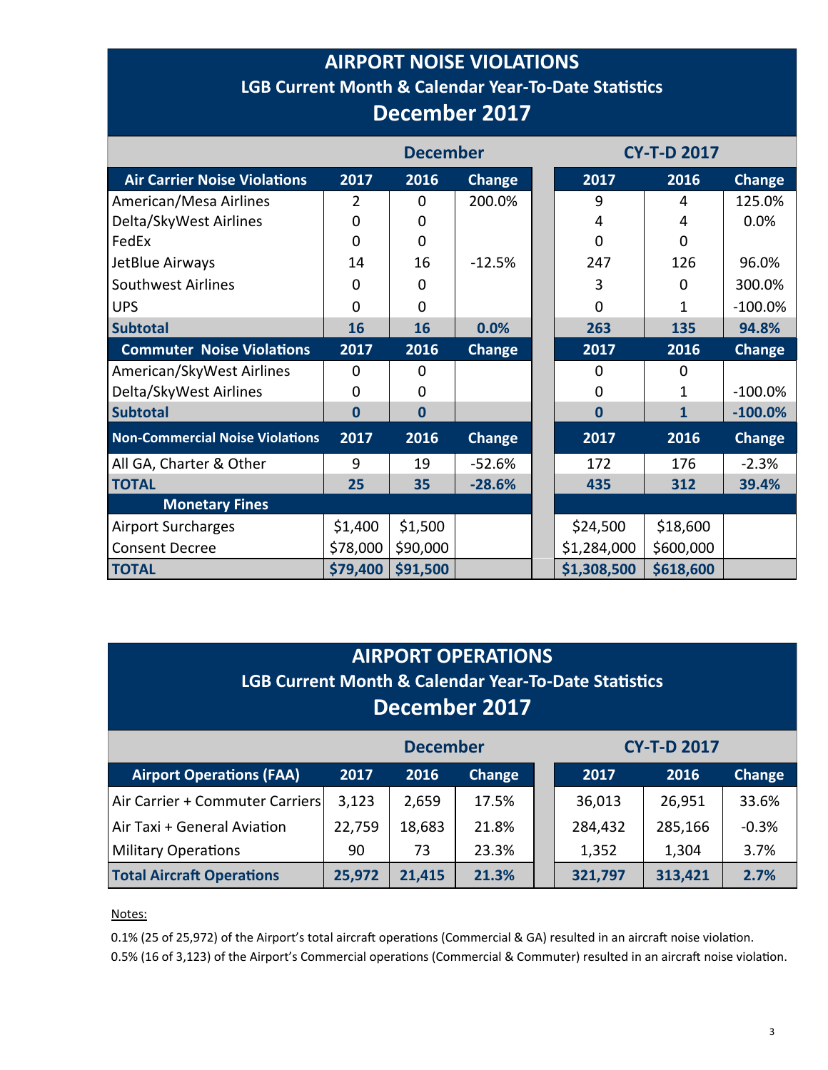# AIRPORT NOISE VIOLATIONS

## LGB Current Month & Calendar Year-To-Date Statistics

## December 2017

| | December | | | CY-T-D 2017 | | |
|---|---|---|---|---|---|---|
| **Air Carrier Noise Violations** | **2017** | **2016** | **Change** | **2017** | **2016** | **Change** |
| American/Mesa Airlines | 2 | 0 | 200.0% | 9 | 4 | 125.0% |
| Delta/SkyWest Airlines | 0 | 0 | | 4 | 4 | 0.0% |
| FedEx | 0 | 0 | | 0 | 0 | |
| JetBlue Airways | 14 | 16 | -12.5% | 247 | 126 | 96.0% |
| Southwest Airlines | 0 | 0 | | 3 | 0 | 300.0% |
| UPS | 0 | 0 | | 0 | 1 | -100.0% |
| **Subtotal** | **16** | **16** | **0.0%** | **263** | **135** | **94.8%** |
| **Commuter Noise Violations** | **2017** | **2016** | **Change** | **2017** | **2016** | **Change** |
| American/SkyWest Airlines | 0 | 0 | | 0 | 0 | |
| Delta/SkyWest Airlines | 0 | 0 | | 0 | 1 | -100.0% |
| **Subtotal** | **0** | **0** | | **0** | **1** | **-100.0%** |
| **Non-Commercial Noise Violations** | **2017** | **2016** | **Change** | **2017** | **2016** | **Change** |
| All GA, Charter & Other | 9 | 19 | -52.6% | 172 | 176 | -2.3% |
| **TOTAL** | **25** | **35** | **-28.6%** | **435** | **312** | **39.4%** |
| **Monetary Fines** | | | | | | |
| Airport Surcharges | $1,400 | $1,500 | | $24,500 | $18,600 | |
| Consent Decree | $78,000 | $90,000 | | $1,284,000 | $600,000 | |
| **TOTAL** | **$79,400** | **$91,500** | | **$1,308,500** | **$618,600** | |

# AIRPORT OPERATIONS

## LGB Current Month & Calendar Year-To-Date Statistics

## December 2017

| | December | | | CY-T-D 2017 | | |
|---|---|---|---|---|---|---|
| **Airport Operations (FAA)** | **2017** | **2016** | **Change** | **2017** | **2016** | **Change** |
| Air Carrier + Commuter Carriers | 3,123 | 2,659 | 17.5% | 36,013 | 26,951 | 33.6% |
| Air Taxi + General Aviation | 22,759 | 18,683 | 21.8% | 284,432 | 285,166 | -0.3% |
| Military Operations | 90 | 73 | 23.3% | 1,352 | 1,304 | 3.7% |
| **Total Aircraft Operations** | **25,972** | **21,415** | **21.3%** | **321,797** | **313,421** | **2.7%** |

Notes:

0.1% (25 of 25,972) of the Airport's total aircraft operations (Commercial & GA) resulted in an aircraft noise violation.

0.5% (16 of 3,123) of the Airport's Commercial operations (Commercial & Commuter) resulted in an aircraft noise violation.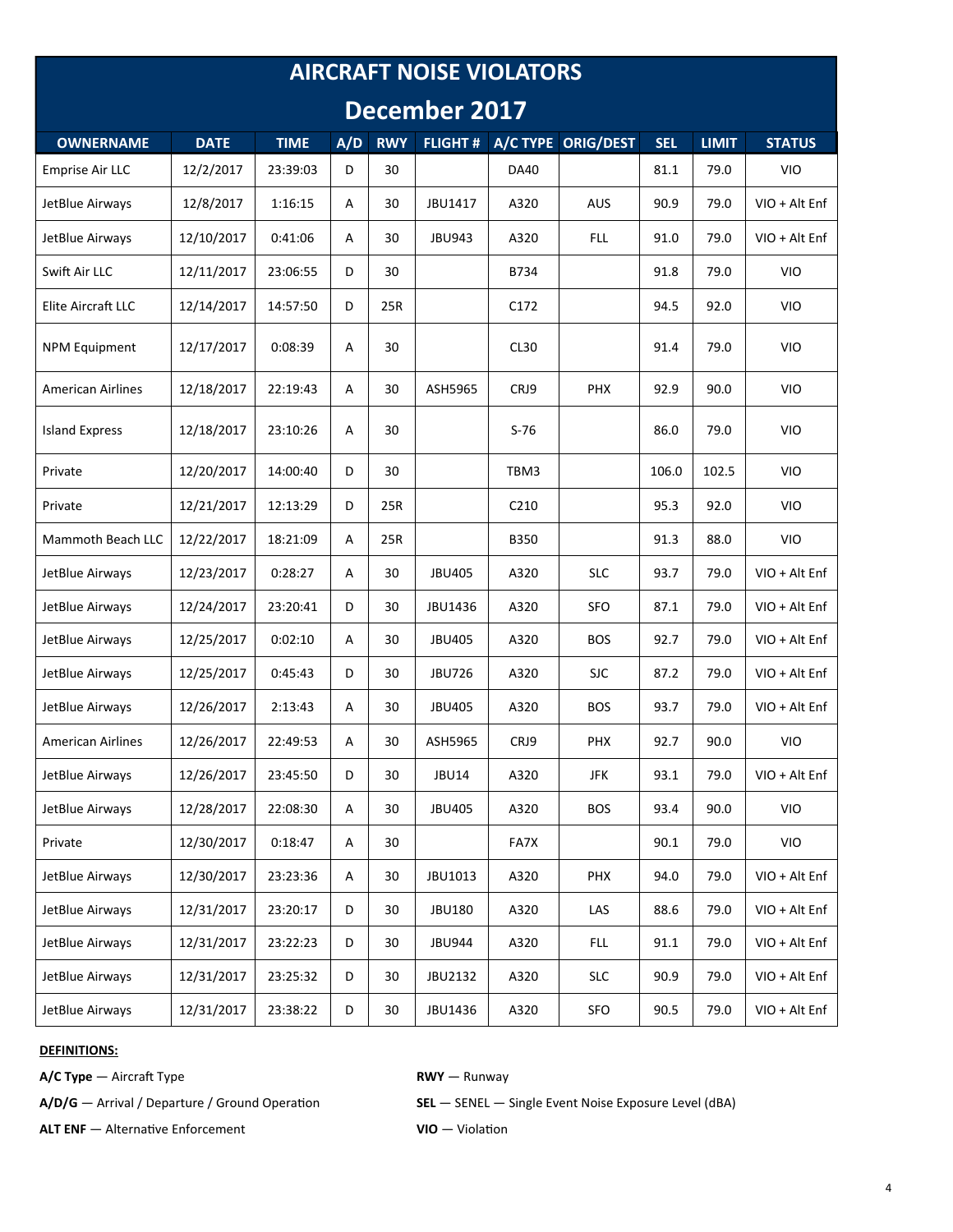# AIRCRAFT NOISE VIOLATORS

## December 2017

| OWNERNAME | DATE | TIME | A/D | RWY | FLIGHT # | A/C TYPE | ORIG/DEST | SEL | LIMIT | STATUS |
|---|---|---|---|---|---|---|---|---|---|---|
| Emprise Air LLC | 12/2/2017 | 23:39:03 | D | 30 | | DA40 | | 81.1 | 79.0 | VIO |
| JetBlue Airways | 12/8/2017 | 1:16:15 | A | 30 | JBU1417 | A320 | AUS | 90.9 | 79.0 | VIO + Alt Enf |
| JetBlue Airways | 12/10/2017 | 0:41:06 | A | 30 | JBU943 | A320 | FLL | 91.0 | 79.0 | VIO + Alt Enf |
| Swift Air LLC | 12/11/2017 | 23:06:55 | D | 30 | | B734 | | 91.8 | 79.0 | VIO |
| Elite Aircraft LLC | 12/14/2017 | 14:57:50 | D | 25R | | C172 | | 94.5 | 92.0 | VIO |
| NPM Equipment | 12/17/2017 | 0:08:39 | A | 30 | | CL30 | | 91.4 | 79.0 | VIO |
| American Airlines | 12/18/2017 | 22:19:43 | A | 30 | ASH5965 | CRJ9 | PHX | 92.9 | 90.0 | VIO |
| Island Express | 12/18/2017 | 23:10:26 | A | 30 | | S-76 | | 86.0 | 79.0 | VIO |
| Private | 12/20/2017 | 14:00:40 | D | 30 | | TBM3 | | 106.0 | 102.5 | VIO |
| Private | 12/21/2017 | 12:13:29 | D | 25R | | C210 | | 95.3 | 92.0 | VIO |
| Mammoth Beach LLC | 12/22/2017 | 18:21:09 | A | 25R | | B350 | | 91.3 | 88.0 | VIO |
| JetBlue Airways | 12/23/2017 | 0:28:27 | A | 30 | JBU405 | A320 | SLC | 93.7 | 79.0 | VIO + Alt Enf |
| JetBlue Airways | 12/24/2017 | 23:20:41 | D | 30 | JBU1436 | A320 | SFO | 87.1 | 79.0 | VIO + Alt Enf |
| JetBlue Airways | 12/25/2017 | 0:02:10 | A | 30 | JBU405 | A320 | BOS | 92.7 | 79.0 | VIO + Alt Enf |
| JetBlue Airways | 12/25/2017 | 0:45:43 | D | 30 | JBU726 | A320 | SJC | 87.2 | 79.0 | VIO + Alt Enf |
| JetBlue Airways | 12/26/2017 | 2:13:43 | A | 30 | JBU405 | A320 | BOS | 93.7 | 79.0 | VIO + Alt Enf |
| American Airlines | 12/26/2017 | 22:49:53 | A | 30 | ASH5965 | CRJ9 | PHX | 92.7 | 90.0 | VIO |
| JetBlue Airways | 12/26/2017 | 23:45:50 | D | 30 | JBU14 | A320 | JFK | 93.1 | 79.0 | VIO + Alt Enf |
| JetBlue Airways | 12/28/2017 | 22:08:30 | A | 30 | JBU405 | A320 | BOS | 93.4 | 90.0 | VIO |
| Private | 12/30/2017 | 0:18:47 | A | 30 | | FA7X | | 90.1 | 79.0 | VIO |
| JetBlue Airways | 12/30/2017 | 23:23:36 | A | 30 | JBU1013 | A320 | PHX | 94.0 | 79.0 | VIO + Alt Enf |
| JetBlue Airways | 12/31/2017 | 23:20:17 | D | 30 | JBU180 | A320 | LAS | 88.6 | 79.0 | VIO + Alt Enf |
| JetBlue Airways | 12/31/2017 | 23:22:23 | D | 30 | JBU944 | A320 | FLL | 91.1 | 79.0 | VIO + Alt Enf |
| JetBlue Airways | 12/31/2017 | 23:25:32 | D | 30 | JBU2132 | A320 | SLC | 90.9 | 79.0 | VIO + Alt Enf |
| JetBlue Airways | 12/31/2017 | 23:38:22 | D | 30 | JBU1436 | A320 | SFO | 90.5 | 79.0 | VIO + Alt Enf |

**DEFINITIONS:**

**A/C Type** — Aircraft Type

**A/D/G** — Arrival / Departure / Ground Operation

**ALT ENF** — Alternative Enforcement

**RWY** — Runway

**SEL** — SENEL — Single Event Noise Exposure Level (dBA)

**VIO** — Violation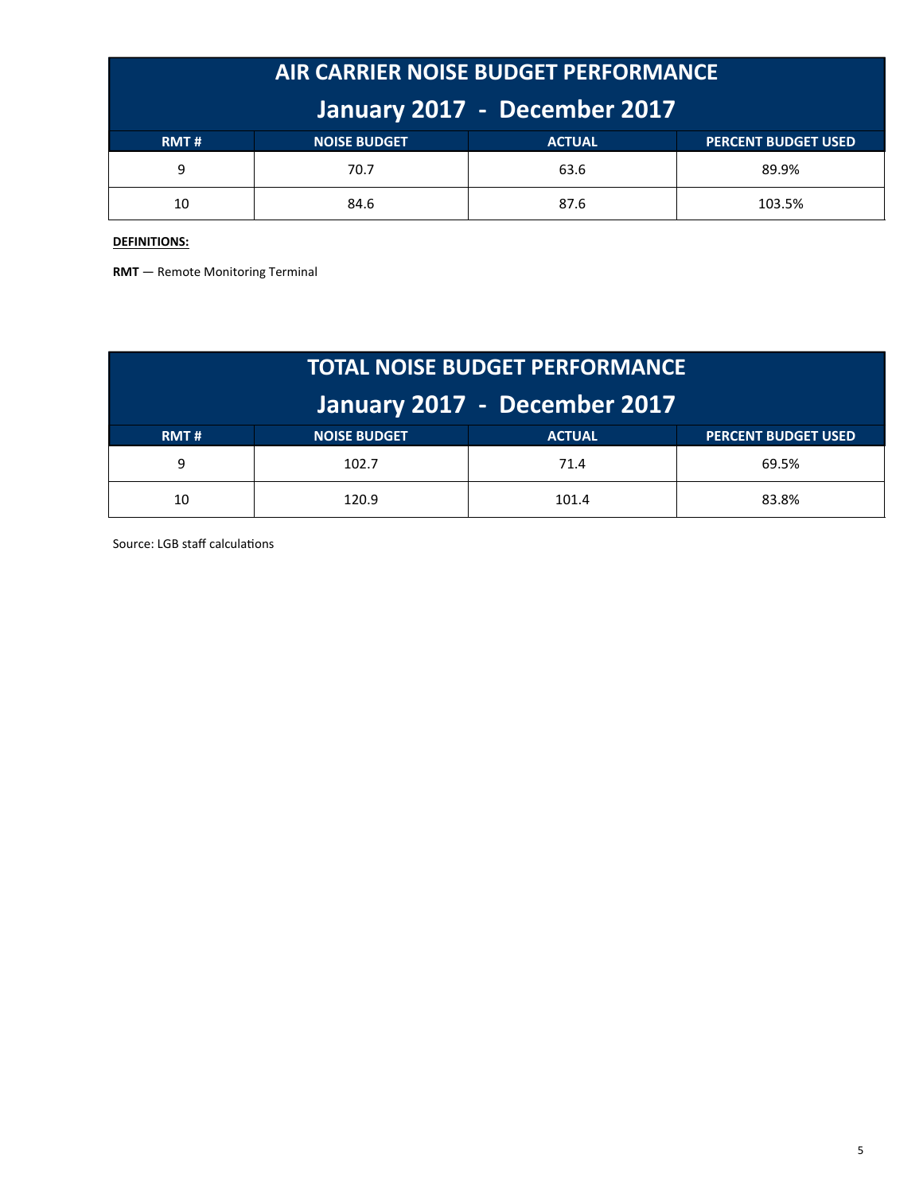## AIR CARRIER NOISE BUDGET PERFORMANCE

### January 2017 - December 2017

| RMT # | NOISE BUDGET | ACTUAL | PERCENT BUDGET USED |
|---|---|---|---|
| 9 | 70.7 | 63.6 | 89.9% |
| 10 | 84.6 | 87.6 | 103.5% |

**DEFINITIONS:**

**RMT** — Remote Monitoring Terminal

## TOTAL NOISE BUDGET PERFORMANCE

### January 2017 - December 2017

| RMT # | NOISE BUDGET | ACTUAL | PERCENT BUDGET USED |
|---|---|---|---|
| 9 | 102.7 | 71.4 | 69.5% |
| 10 | 120.9 | 101.4 | 83.8% |

Source: LGB staff calculations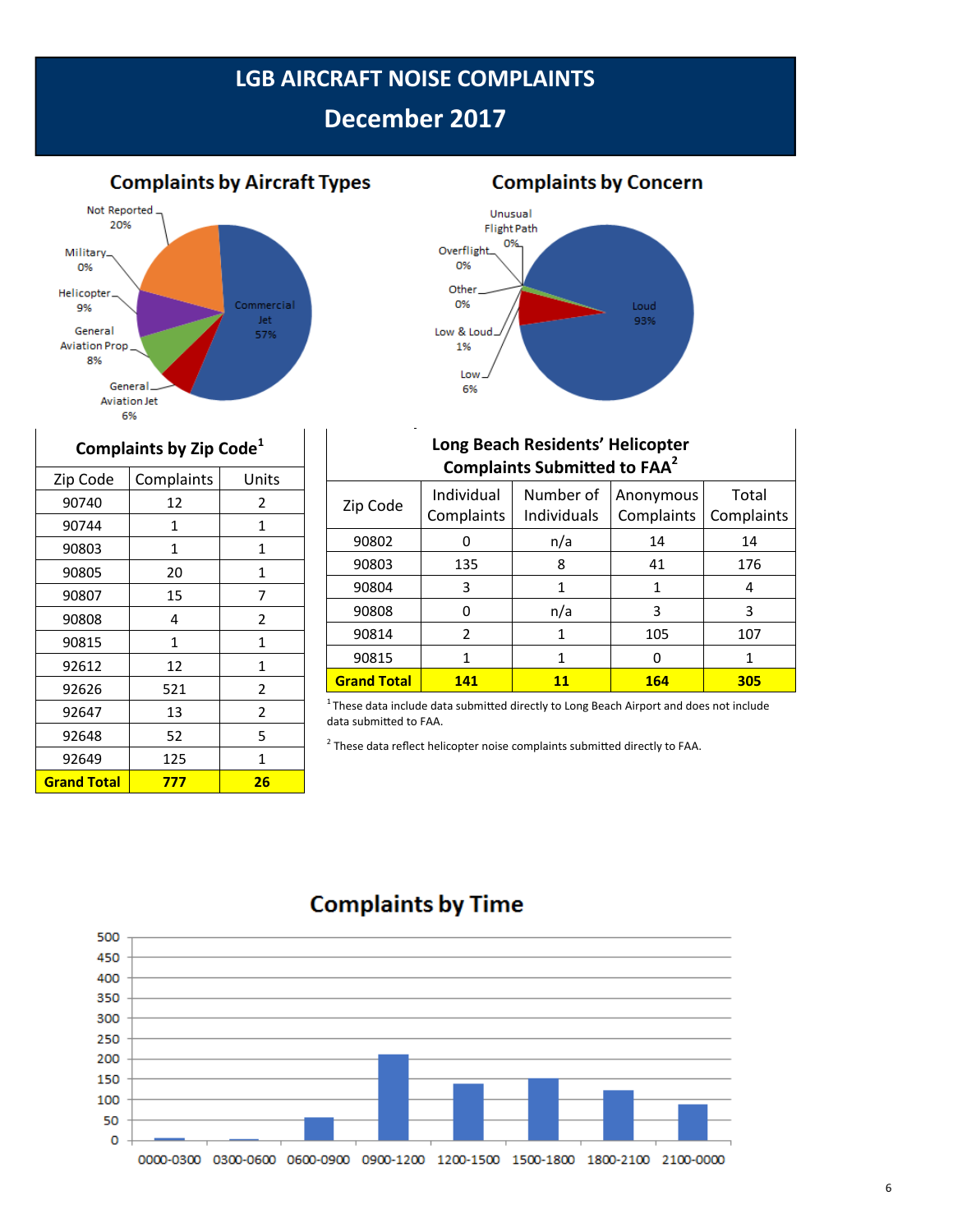# LGB AIRCRAFT NOISE COMPLAINTS

## December 2017

### Complaints by Aircraft Types

Not Reported 20%
Military 0%
Helicopter 9%
General Aviation Prop 8%
General Aviation Jet 6%
Commercial Jet 57%

### Complaints by Concern

Unusual Flight Path 0%
Overflight 0%
Other 0%
Low & Loud 1%
Low 6%
Loud 93%

### Complaints by Zip Code[1]

| Zip Code | Complaints | Units |
|---|---|---|
| 90740 | 12 | 2 |
| 90744 | 1 | 1 |
| 90803 | 1 | 1 |
| 90805 | 20 | 1 |
| 90807 | 15 | 7 |
| 90808 | 4 | 2 |
| 90815 | 1 | 1 |
| 92612 | 12 | 1 |
| 92626 | 521 | 2 |
| 92647 | 13 | 2 |
| 92648 | 52 | 5 |
| 92649 | 125 | 1 |
| **Grand Total** | **777** | **26** |

### Long Beach Residents' Helicopter Complaints Submitted to FAA[2]

| Zip Code | Individual Complaints | Number of Individuals | Anonymous Complaints | Total Complaints |
|---|---|---|---|---|
| 90802 | 0 | n/a | 14 | 14 |
| 90803 | 135 | 8 | 41 | 176 |
| 90804 | 3 | 1 | 1 | 4 |
| 90808 | 0 | n/a | 3 | 3 |
| 90814 | 2 | 1 | 105 | 107 |
| 90815 | 1 | 1 | 0 | 1 |
| **Grand Total** | **141** | **11** | **164** | **305** |

[1] These data include data submitted directly to Long Beach Airport and does not include data submitted to FAA.

[2] These data reflect helicopter noise complaints submitted directly to FAA.

### Complaints by Time

| Time | Complaints (approx.) |
|---|---|
| 0000-0300 | ~5 |
| 0300-0600 | ~2 |
| 0600-0900 | ~57 |
| 0900-1200 | ~212 |
| 1200-1500 | ~140 |
| 1500-1800 | ~152 |
| 1800-2100 | ~123 |
| 2100-0000 | ~88 |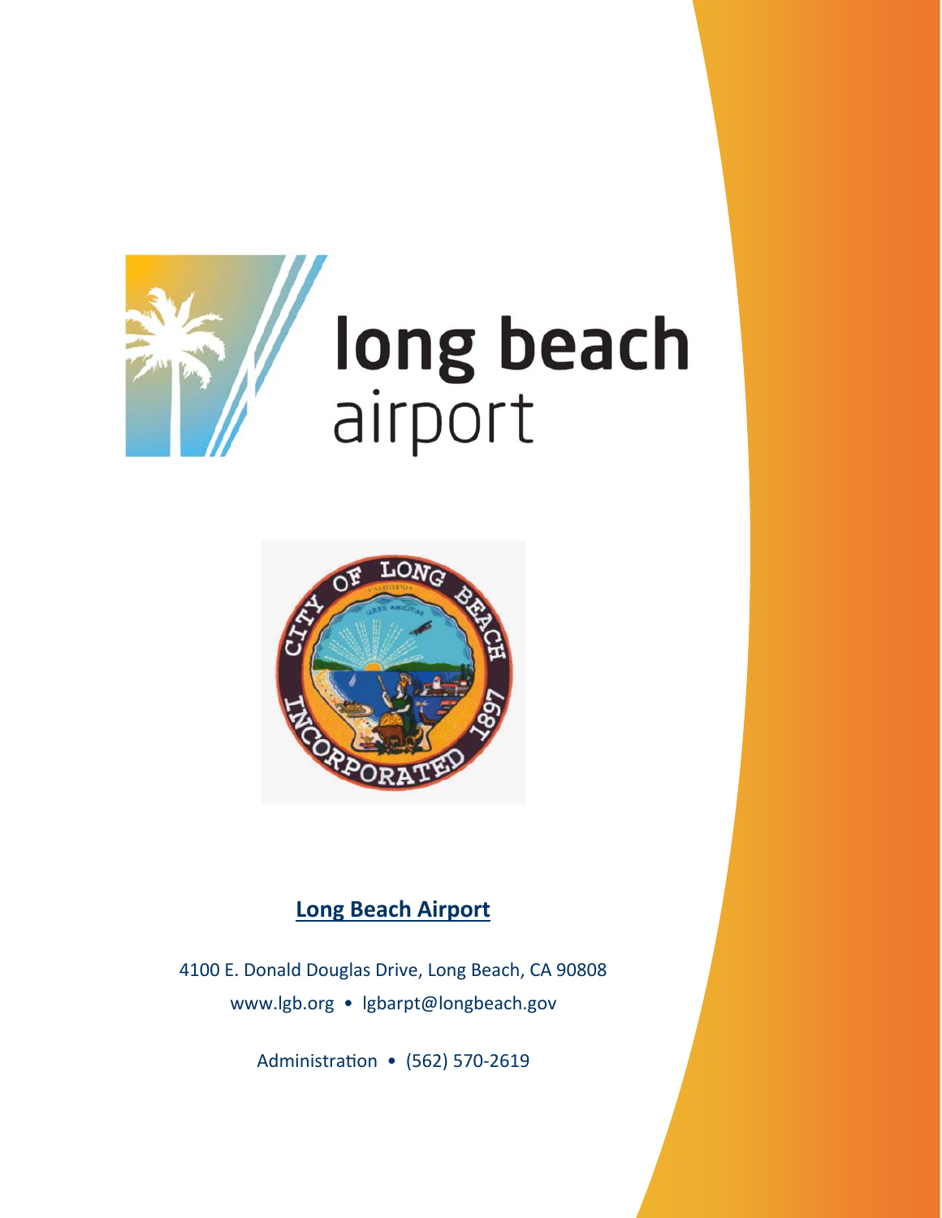long beach
airport

**Long Beach Airport**

4100 E. Donald Douglas Drive, Long Beach, CA 90808

www.lgb.org • lgbarpt@longbeach.gov

Administration • (562) 570-2619